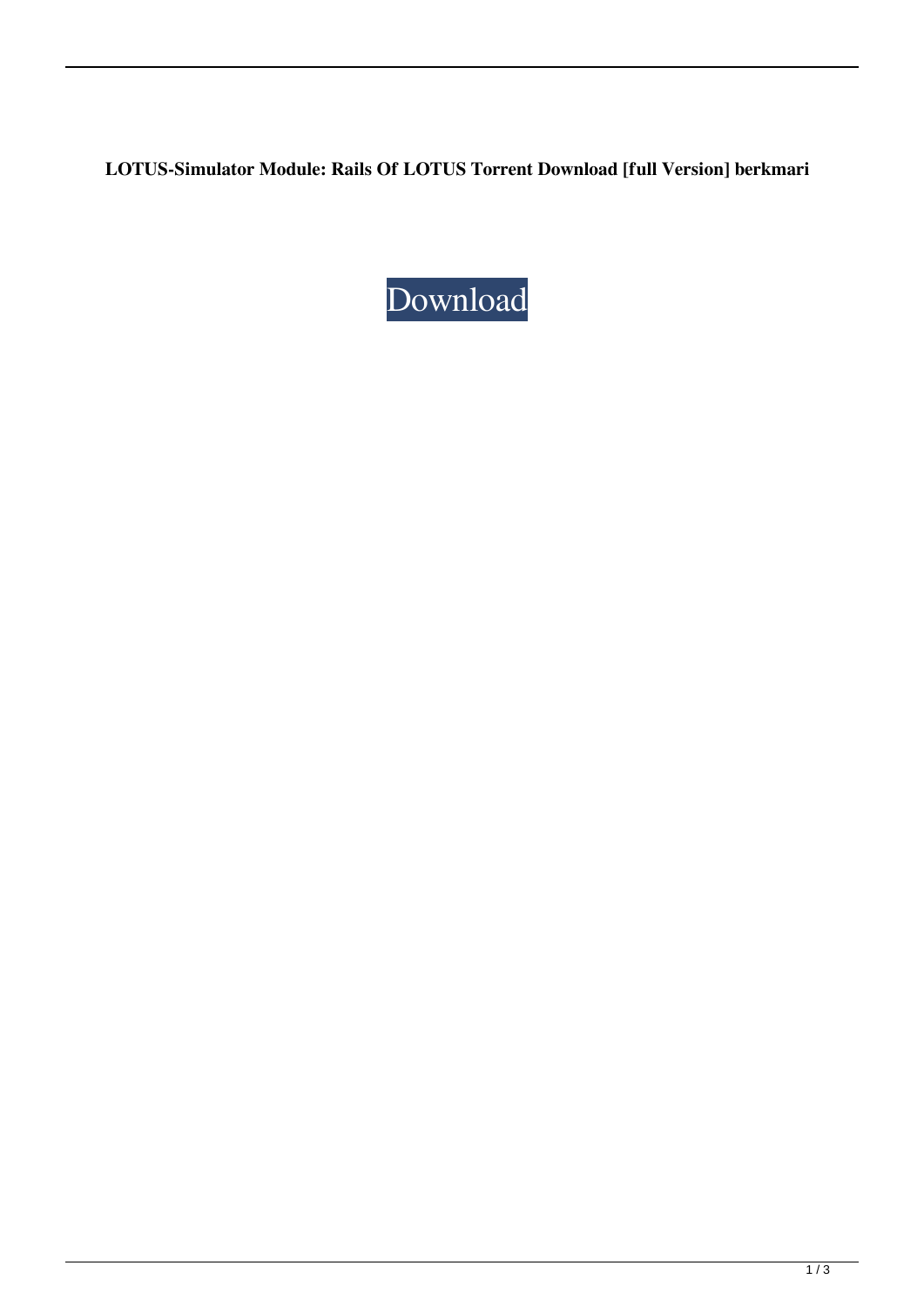**LOTUS-Simulator Module: Rails Of LOTUS Torrent Download [full Version] berkmari**

Download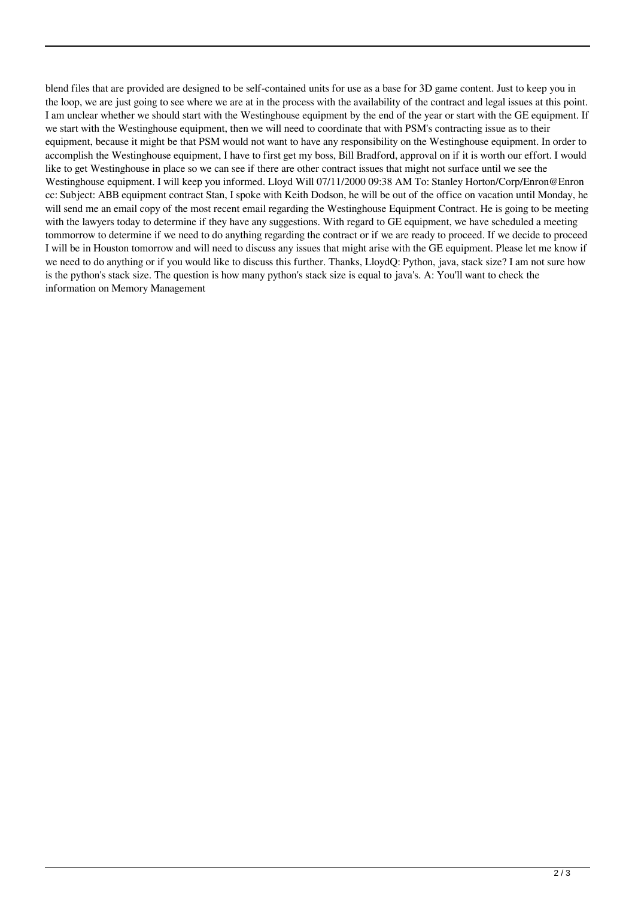blend files that are provided are designed to be self-contained units for use as a base for 3D game content. Just to keep you in the loop, we are just going to see where we are at in the process with the availability of the contract and legal issues at this point. I am unclear whether we should start with the Westinghouse equipment by the end of the year or start with the GE equipment. If we start with the Westinghouse equipment, then we will need to coordinate that with PSM's contracting issue as to their equipment, because it might be that PSM would not want to have any responsibility on the Westinghouse equipment. In order to accomplish the Westinghouse equipment, I have to first get my boss, Bill Bradford, approval on if it is worth our effort. I would like to get Westinghouse in place so we can see if there are other contract issues that might not surface until we see the Westinghouse equipment. I will keep you informed. Lloyd Will 07/11/2000 09:38 AM To: Stanley Horton/Corp/Enron@Enron cc: Subject: ABB equipment contract Stan, I spoke with Keith Dodson, he will be out of the office on vacation until Monday, he will send me an email copy of the most recent email regarding the Westinghouse Equipment Contract. He is going to be meeting with the lawyers today to determine if they have any suggestions. With regard to GE equipment, we have scheduled a meeting tommorrow to determine if we need to do anything regarding the contract or if we are ready to proceed. If we decide to proceed I will be in Houston tomorrow and will need to discuss any issues that might arise with the GE equipment. Please let me know if we need to do anything or if you would like to discuss this further. Thanks, LloydQ: Python, java, stack size? I am not sure how is the python's stack size. The question is how many python's stack size is equal to java's. A: You'll want to check the information on Memory Management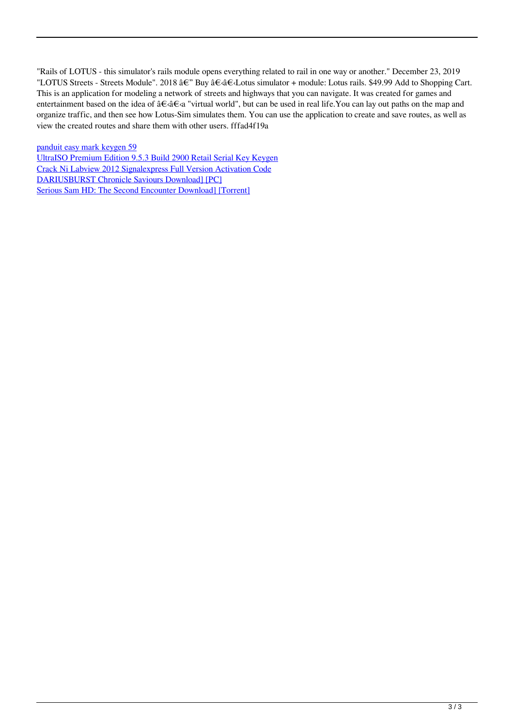"Rails of LOTUS - this simulator's rails module opens everything related to rail in one way or another." December 23, 2019 "LOTUS Streets - Streets Module". 2018 â€" Buy â€‹â€‹Lotus simulator + module: Lotus rails. $49.99 Add to Shopping Cart. This is an application for modeling a network of streets and highways that you can navigate. It was created for games and entertainment based on the idea of â€‹â€‹a "virtual world", but can be used in real life.You can lay out paths on the map and organize traffic, and then see how Lotus-Sim simulates them. You can use the application to create and save routes, as well as view the created routes and share them with other users. fffad4f19a

panduit easy mark keygen 59
UltraISO Premium Edition 9.5.3 Build 2900 Retail Serial Key Keygen
Crack Ni Labview 2012 Signalexpress Full Version Activation Code
DARIUSBURST Chronicle Saviours Download] [PC]
Serious Sam HD: The Second Encounter Download] [Torrent]